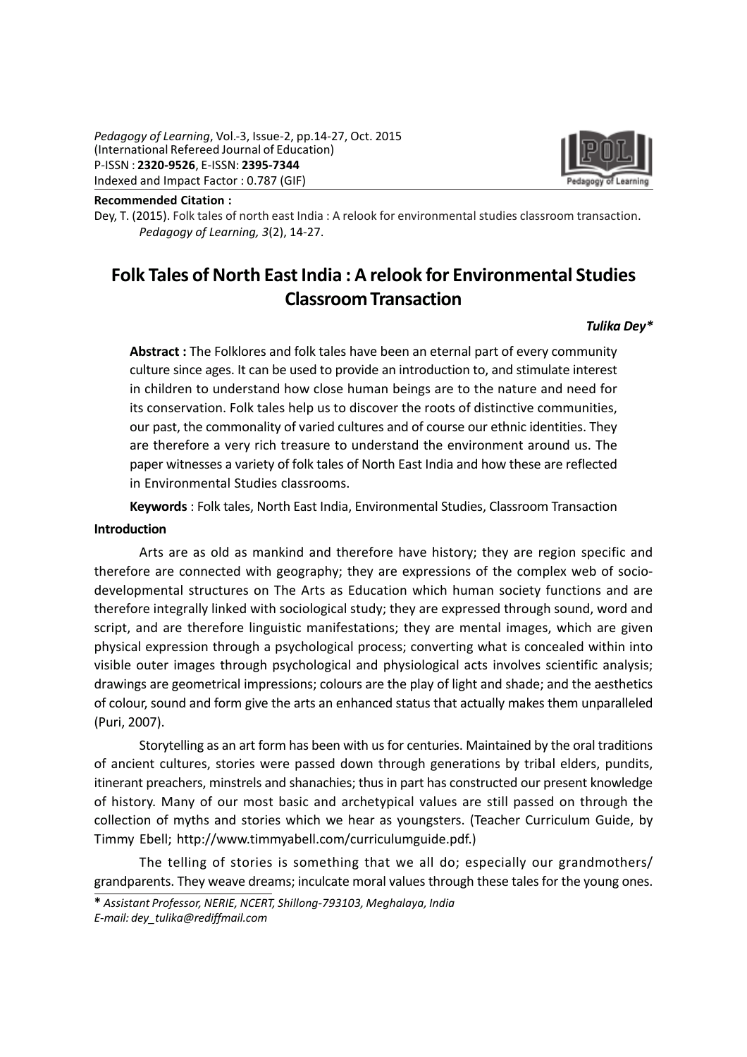*Pedagogy of Learning*, Vol.-3, Issue-2, pp.14-27, Oct. 2015
(International Refereed Journal of Education)
P-ISSN : **2320-9526**, E-ISSN: **2395-7344**
Indexed and Impact Factor : 0.787 (GIF)

**Recommended Citation :**

Dey, T. (2015). Folk tales of north east India : A relook for environmental studies classroom transaction. *Pedagogy of Learning, 3*(2), 14-27.

# Folk Tales of North East India : A relook for Environmental Studies Classroom Transaction

***Tulika Dey****

**Abstract :** The Folklores and folk tales have been an eternal part of every community culture since ages. It can be used to provide an introduction to, and stimulate interest in children to understand how close human beings are to the nature and need for its conservation. Folk tales help us to discover the roots of distinctive communities, our past, the commonality of varied cultures and of course our ethnic identities. They are therefore a very rich treasure to understand the environment around us. The paper witnesses a variety of folk tales of North East India and how these are reflected in Environmental Studies classrooms.

**Keywords** : Folk tales, North East India, Environmental Studies, Classroom Transaction

## Introduction

Arts are as old as mankind and therefore have history; they are region specific and therefore are connected with geography; they are expressions of the complex web of socio-developmental structures on The Arts as Education which human society functions and are therefore integrally linked with sociological study; they are expressed through sound, word and script, and are therefore linguistic manifestations; they are mental images, which are given physical expression through a psychological process; converting what is concealed within into visible outer images through psychological and physiological acts involves scientific analysis; drawings are geometrical impressions; colours are the play of light and shade; and the aesthetics of colour, sound and form give the arts an enhanced status that actually makes them unparalleled (Puri, 2007).

Storytelling as an art form has been with us for centuries. Maintained by the oral traditions of ancient cultures, stories were passed down through generations by tribal elders, pundits, itinerant preachers, minstrels and shanachies; thus in part has constructed our present knowledge of history. Many of our most basic and archetypical values are still passed on through the collection of myths and stories which we hear as youngsters. (Teacher Curriculum Guide, by Timmy Ebell; http://www.timmyabell.com/curriculumguide.pdf.)

The telling of stories is something that we all do; especially our grandmothers/ grandparents. They weave dreams; inculcate moral values through these tales for the young ones.

---

**\*** *Assistant Professor, NERIE, NCERT, Shillong-793103, Meghalaya, India*
*E-mail: dey_tulika@rediffmail.com*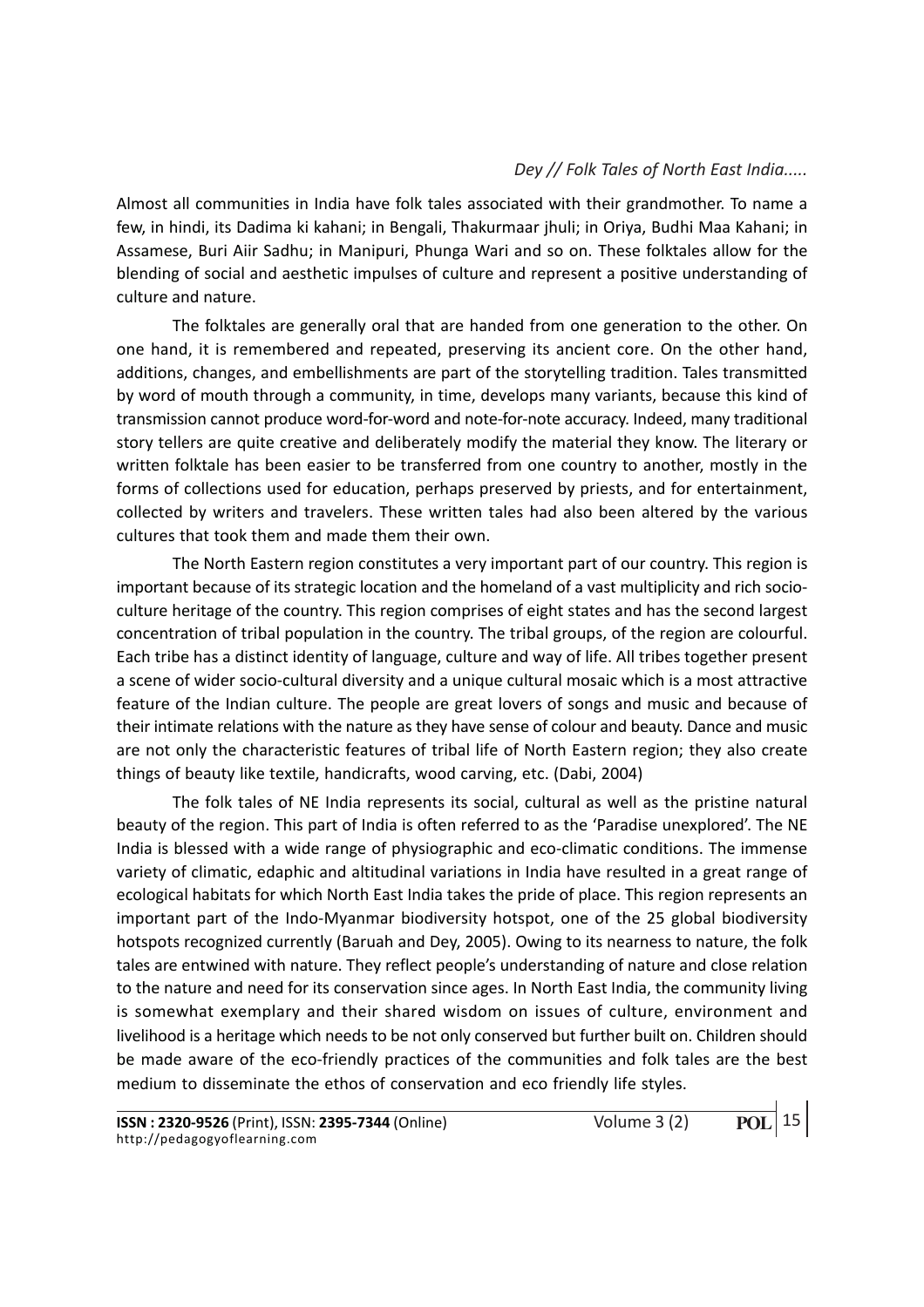Almost all communities in India have folk tales associated with their grandmother. To name a few, in hindi, its Dadima ki kahani; in Bengali, Thakurmaar jhuli; in Oriya, Budhi Maa Kahani; in Assamese, Buri Aiir Sadhu; in Manipuri, Phunga Wari and so on. These folktales allow for the blending of social and aesthetic impulses of culture and represent a positive understanding of culture and nature.

The folktales are generally oral that are handed from one generation to the other. On one hand, it is remembered and repeated, preserving its ancient core. On the other hand, additions, changes, and embellishments are part of the storytelling tradition. Tales transmitted by word of mouth through a community, in time, develops many variants, because this kind of transmission cannot produce word-for-word and note-for-note accuracy. Indeed, many traditional story tellers are quite creative and deliberately modify the material they know. The literary or written folktale has been easier to be transferred from one country to another, mostly in the forms of collections used for education, perhaps preserved by priests, and for entertainment, collected by writers and travelers. These written tales had also been altered by the various cultures that took them and made them their own.

The North Eastern region constitutes a very important part of our country. This region is important because of its strategic location and the homeland of a vast multiplicity and rich socio-culture heritage of the country. This region comprises of eight states and has the second largest concentration of tribal population in the country. The tribal groups, of the region are colourful. Each tribe has a distinct identity of language, culture and way of life. All tribes together present a scene of wider socio-cultural diversity and a unique cultural mosaic which is a most attractive feature of the Indian culture. The people are great lovers of songs and music and because of their intimate relations with the nature as they have sense of colour and beauty. Dance and music are not only the characteristic features of tribal life of North Eastern region; they also create things of beauty like textile, handicrafts, wood carving, etc. (Dabi, 2004)

The folk tales of NE India represents its social, cultural as well as the pristine natural beauty of the region. This part of India is often referred to as the 'Paradise unexplored'. The NE India is blessed with a wide range of physiographic and eco-climatic conditions. The immense variety of climatic, edaphic and altitudinal variations in India have resulted in a great range of ecological habitats for which North East India takes the pride of place. This region represents an important part of the Indo-Myanmar biodiversity hotspot, one of the 25 global biodiversity hotspots recognized currently (Baruah and Dey, 2005). Owing to its nearness to nature, the folk tales are entwined with nature. They reflect people's understanding of nature and close relation to the nature and need for its conservation since ages. In North East India, the community living is somewhat exemplary and their shared wisdom on issues of culture, environment and livelihood is a heritage which needs to be not only conserved but further built on. Children should be made aware of the eco-friendly practices of the communities and folk tales are the best medium to disseminate the ethos of conservation and eco friendly life styles.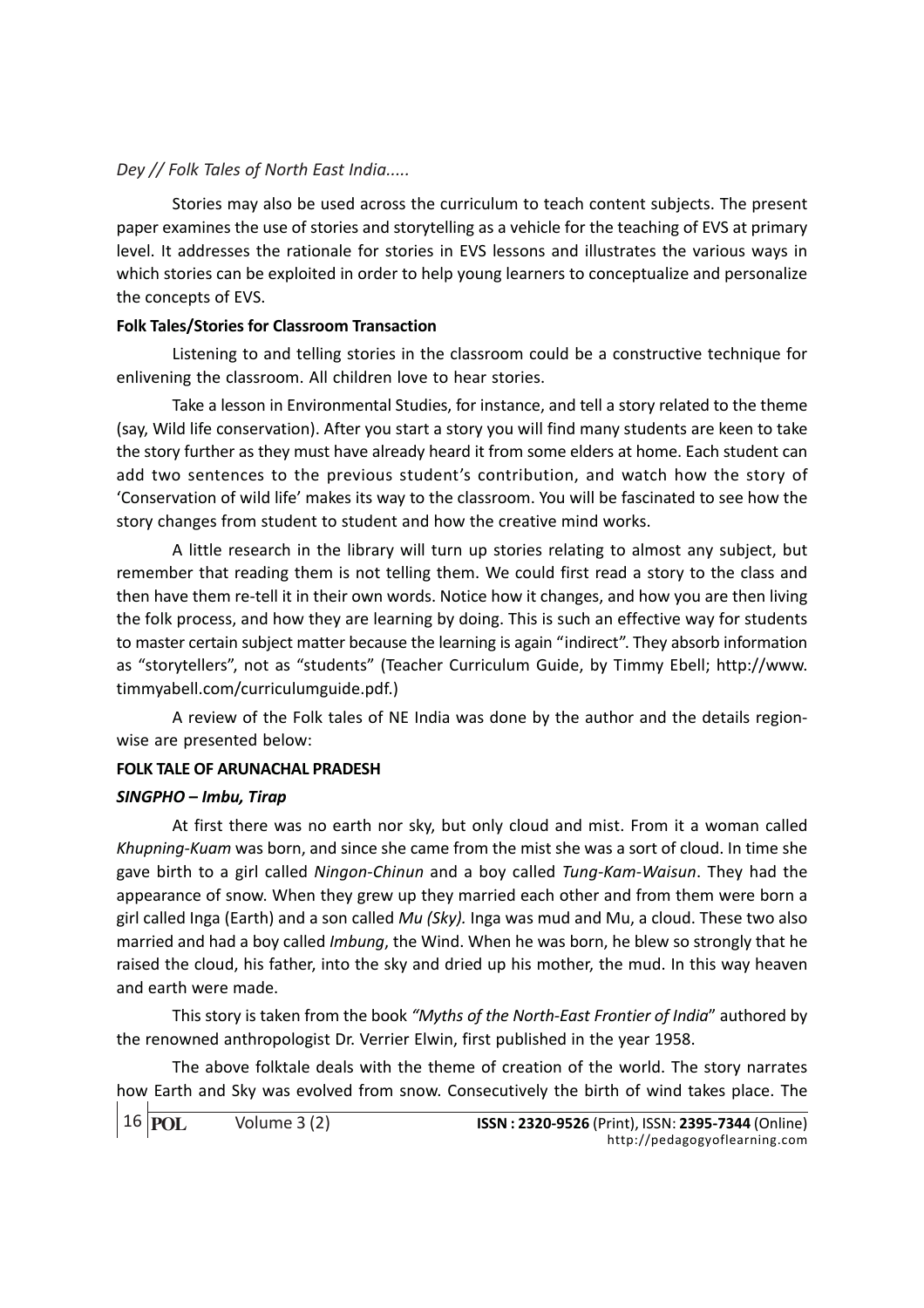Stories may also be used across the curriculum to teach content subjects. The present paper examines the use of stories and storytelling as a vehicle for the teaching of EVS at primary level. It addresses the rationale for stories in EVS lessons and illustrates the various ways in which stories can be exploited in order to help young learners to conceptualize and personalize the concepts of EVS.

**Folk Tales/Stories for Classroom Transaction**

Listening to and telling stories in the classroom could be a constructive technique for enlivening the classroom. All children love to hear stories.

Take a lesson in Environmental Studies, for instance, and tell a story related to the theme (say, Wild life conservation). After you start a story you will find many students are keen to take the story further as they must have already heard it from some elders at home. Each student can add two sentences to the previous student's contribution, and watch how the story of 'Conservation of wild life' makes its way to the classroom. You will be fascinated to see how the story changes from student to student and how the creative mind works.

A little research in the library will turn up stories relating to almost any subject, but remember that reading them is not telling them. We could first read a story to the class and then have them re-tell it in their own words. Notice how it changes, and how you are then living the folk process, and how they are learning by doing. This is such an effective way for students to master certain subject matter because the learning is again "indirect". They absorb information as "storytellers", not as "students" (Teacher Curriculum Guide, by Timmy Ebell; http://www.timmyabell.com/curriculumguide.pdf.)

A review of the Folk tales of NE India was done by the author and the details region-wise are presented below:

**FOLK TALE OF ARUNACHAL PRADESH**

***SINGPHO – Imbu, Tirap***

At first there was no earth nor sky, but only cloud and mist. From it a woman called *Khupning-Kuam* was born, and since she came from the mist she was a sort of cloud. In time she gave birth to a girl called *Ningon-Chinun* and a boy called *Tung-Kam-Waisun*. They had the appearance of snow. When they grew up they married each other and from them were born a girl called Inga (Earth) and a son called *Mu (Sky).* Inga was mud and Mu, a cloud. These two also married and had a boy called *Imbung*, the Wind. When he was born, he blew so strongly that he raised the cloud, his father, into the sky and dried up his mother, the mud. In this way heaven and earth were made.

This story is taken from the book *"Myths of the North-East Frontier of India*" authored by the renowned anthropologist Dr. Verrier Elwin, first published in the year 1958.

The above folktale deals with the theme of creation of the world. The story narrates how Earth and Sky was evolved from snow. Consecutively the birth of wind takes place. The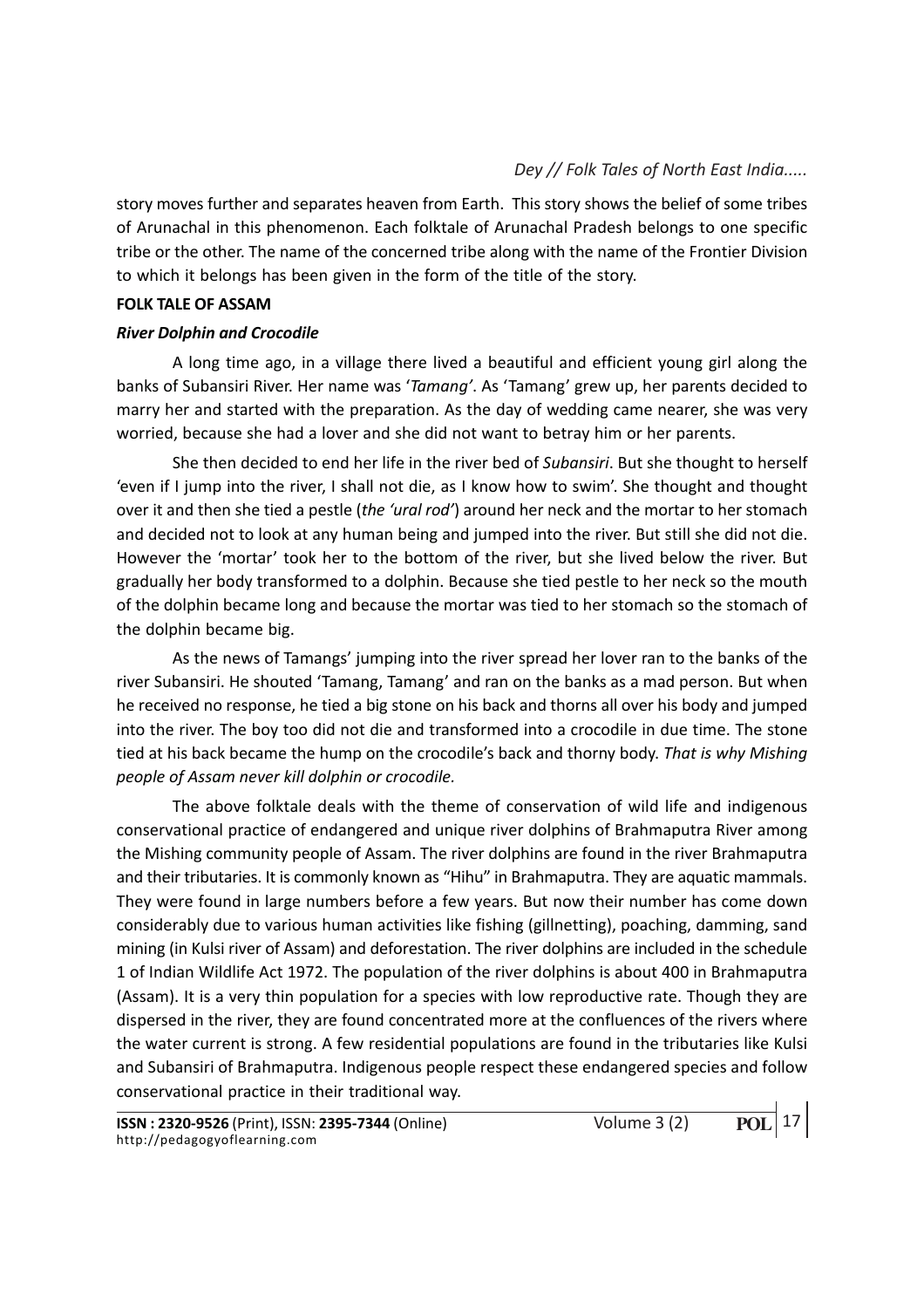story moves further and separates heaven from Earth. This story shows the belief of some tribes of Arunachal in this phenomenon. Each folktale of Arunachal Pradesh belongs to one specific tribe or the other. The name of the concerned tribe along with the name of the Frontier Division to which it belongs has been given in the form of the title of the story.

**FOLK TALE OF ASSAM**

***River Dolphin and Crocodile***

A long time ago, in a village there lived a beautiful and efficient young girl along the banks of Subansiri River. Her name was '*Tamang'*. As 'Tamang' grew up, her parents decided to marry her and started with the preparation. As the day of wedding came nearer, she was very worried, because she had a lover and she did not want to betray him or her parents.

She then decided to end her life in the river bed of *Subansiri*. But she thought to herself 'even if I jump into the river, I shall not die, as I know how to swim'. She thought and thought over it and then she tied a pestle (*the 'ural rod'*) around her neck and the mortar to her stomach and decided not to look at any human being and jumped into the river. But still she did not die. However the 'mortar' took her to the bottom of the river, but she lived below the river. But gradually her body transformed to a dolphin. Because she tied pestle to her neck so the mouth of the dolphin became long and because the mortar was tied to her stomach so the stomach of the dolphin became big.

As the news of Tamangs' jumping into the river spread her lover ran to the banks of the river Subansiri. He shouted 'Tamang, Tamang' and ran on the banks as a mad person. But when he received no response, he tied a big stone on his back and thorns all over his body and jumped into the river. The boy too did not die and transformed into a crocodile in due time. The stone tied at his back became the hump on the crocodile's back and thorny body. *That is why Mishing people of Assam never kill dolphin or crocodile.*

The above folktale deals with the theme of conservation of wild life and indigenous conservational practice of endangered and unique river dolphins of Brahmaputra River among the Mishing community people of Assam. The river dolphins are found in the river Brahmaputra and their tributaries. It is commonly known as "Hihu" in Brahmaputra. They are aquatic mammals. They were found in large numbers before a few years. But now their number has come down considerably due to various human activities like fishing (gillnetting), poaching, damming, sand mining (in Kulsi river of Assam) and deforestation. The river dolphins are included in the schedule 1 of Indian Wildlife Act 1972. The population of the river dolphins is about 400 in Brahmaputra (Assam). It is a very thin population for a species with low reproductive rate. Though they are dispersed in the river, they are found concentrated more at the confluences of the rivers where the water current is strong. A few residential populations are found in the tributaries like Kulsi and Subansiri of Brahmaputra. Indigenous people respect these endangered species and follow conservational practice in their traditional way.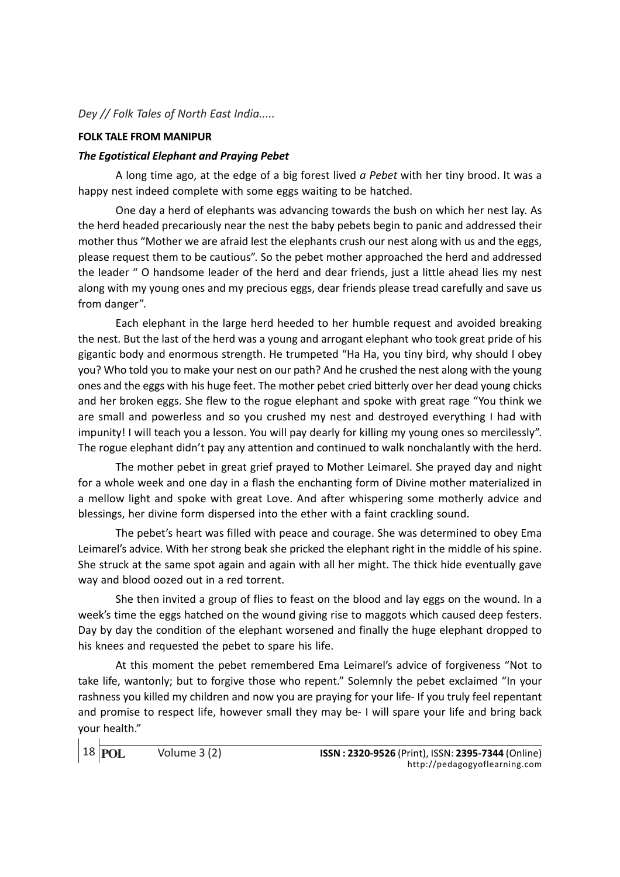**FOLK TALE FROM MANIPUR**

***The Egotistical Elephant and Praying Pebet***

A long time ago, at the edge of a big forest lived *a Pebet* with her tiny brood. It was a happy nest indeed complete with some eggs waiting to be hatched.

One day a herd of elephants was advancing towards the bush on which her nest lay. As the herd headed precariously near the nest the baby pebets begin to panic and addressed their mother thus "Mother we are afraid lest the elephants crush our nest along with us and the eggs, please request them to be cautious". So the pebet mother approached the herd and addressed the leader " O handsome leader of the herd and dear friends, just a little ahead lies my nest along with my young ones and my precious eggs, dear friends please tread carefully and save us from danger".

Each elephant in the large herd heeded to her humble request and avoided breaking the nest. But the last of the herd was a young and arrogant elephant who took great pride of his gigantic body and enormous strength. He trumpeted "Ha Ha, you tiny bird, why should I obey you? Who told you to make your nest on our path? And he crushed the nest along with the young ones and the eggs with his huge feet. The mother pebet cried bitterly over her dead young chicks and her broken eggs. She flew to the rogue elephant and spoke with great rage "You think we are small and powerless and so you crushed my nest and destroyed everything I had with impunity! I will teach you a lesson. You will pay dearly for killing my young ones so mercilessly". The rogue elephant didn't pay any attention and continued to walk nonchalantly with the herd.

The mother pebet in great grief prayed to Mother Leimarel. She prayed day and night for a whole week and one day in a flash the enchanting form of Divine mother materialized in a mellow light and spoke with great Love. And after whispering some motherly advice and blessings, her divine form dispersed into the ether with a faint crackling sound.

The pebet's heart was filled with peace and courage. She was determined to obey Ema Leimarel's advice. With her strong beak she pricked the elephant right in the middle of his spine. She struck at the same spot again and again with all her might. The thick hide eventually gave way and blood oozed out in a red torrent.

She then invited a group of flies to feast on the blood and lay eggs on the wound. In a week's time the eggs hatched on the wound giving rise to maggots which caused deep festers. Day by day the condition of the elephant worsened and finally the huge elephant dropped to his knees and requested the pebet to spare his life.

At this moment the pebet remembered Ema Leimarel's advice of forgiveness "Not to take life, wantonly; but to forgive those who repent." Solemnly the pebet exclaimed "In your rashness you killed my children and now you are praying for your life- If you truly feel repentant and promise to respect life, however small they may be- I will spare your life and bring back your health."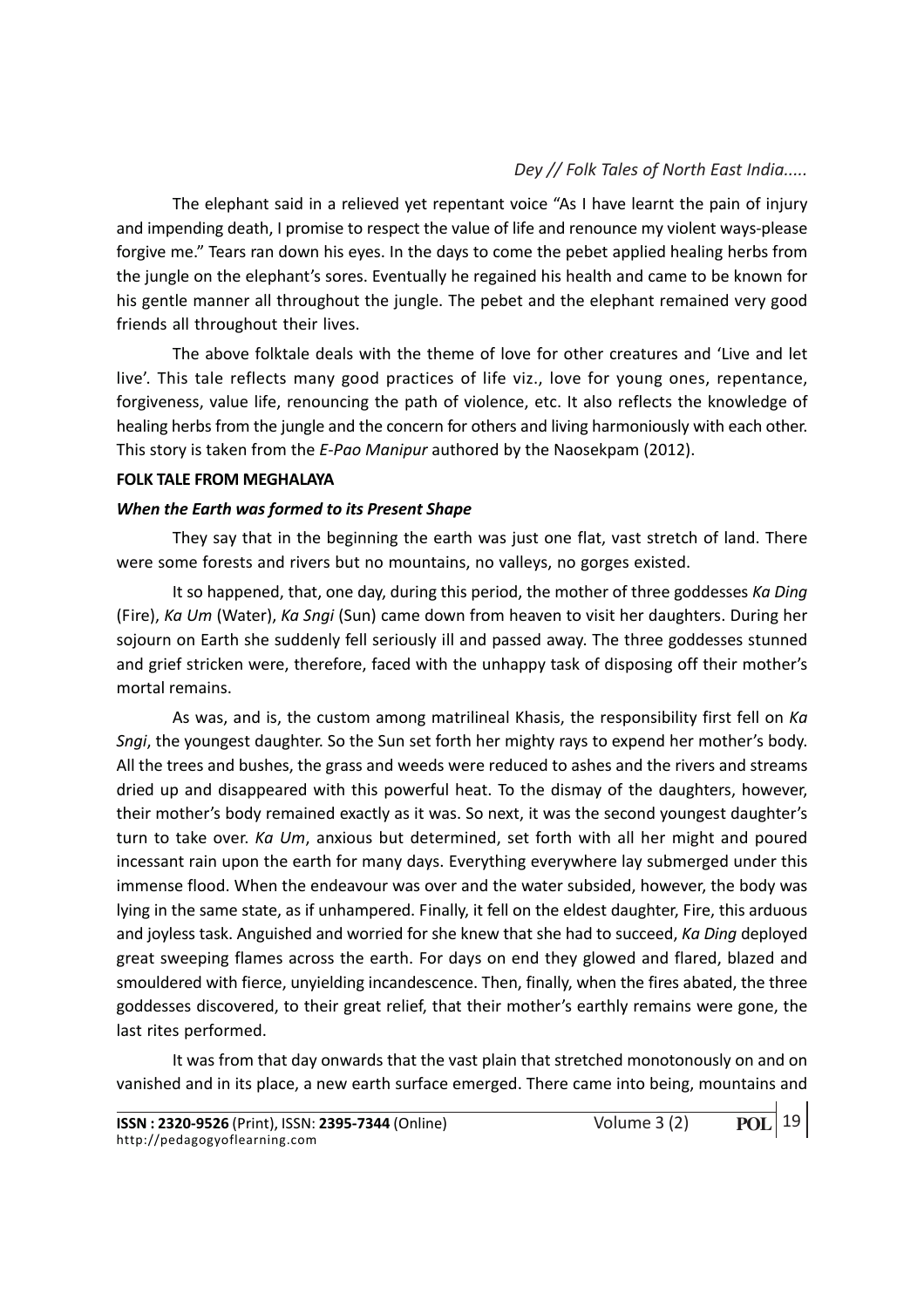The elephant said in a relieved yet repentant voice "As I have learnt the pain of injury and impending death, I promise to respect the value of life and renounce my violent ways-please forgive me." Tears ran down his eyes. In the days to come the pebet applied healing herbs from the jungle on the elephant's sores. Eventually he regained his health and came to be known for his gentle manner all throughout the jungle. The pebet and the elephant remained very good friends all throughout their lives.

The above folktale deals with the theme of love for other creatures and 'Live and let live'. This tale reflects many good practices of life viz., love for young ones, repentance, forgiveness, value life, renouncing the path of violence, etc. It also reflects the knowledge of healing herbs from the jungle and the concern for others and living harmoniously with each other. This story is taken from the *E-Pao Manipur* authored by the Naosekpam (2012).

**FOLK TALE FROM MEGHALAYA**

***When the Earth was formed to its Present Shape***

They say that in the beginning the earth was just one flat, vast stretch of land. There were some forests and rivers but no mountains, no valleys, no gorges existed.

It so happened, that, one day, during this period, the mother of three goddesses *Ka Ding* (Fire), *Ka Um* (Water), *Ka Sngi* (Sun) came down from heaven to visit her daughters. During her sojourn on Earth she suddenly fell seriously ill and passed away. The three goddesses stunned and grief stricken were, therefore, faced with the unhappy task of disposing off their mother's mortal remains.

As was, and is, the custom among matrilineal Khasis, the responsibility first fell on *Ka Sngi*, the youngest daughter. So the Sun set forth her mighty rays to expend her mother's body. All the trees and bushes, the grass and weeds were reduced to ashes and the rivers and streams dried up and disappeared with this powerful heat. To the dismay of the daughters, however, their mother's body remained exactly as it was. So next, it was the second youngest daughter's turn to take over. *Ka Um*, anxious but determined, set forth with all her might and poured incessant rain upon the earth for many days. Everything everywhere lay submerged under this immense flood. When the endeavour was over and the water subsided, however, the body was lying in the same state, as if unhampered. Finally, it fell on the eldest daughter, Fire, this arduous and joyless task. Anguished and worried for she knew that she had to succeed, *Ka Ding* deployed great sweeping flames across the earth. For days on end they glowed and flared, blazed and smouldered with fierce, unyielding incandescence. Then, finally, when the fires abated, the three goddesses discovered, to their great relief, that their mother's earthly remains were gone, the last rites performed.

It was from that day onwards that the vast plain that stretched monotonously on and on vanished and in its place, a new earth surface emerged. There came into being, mountains and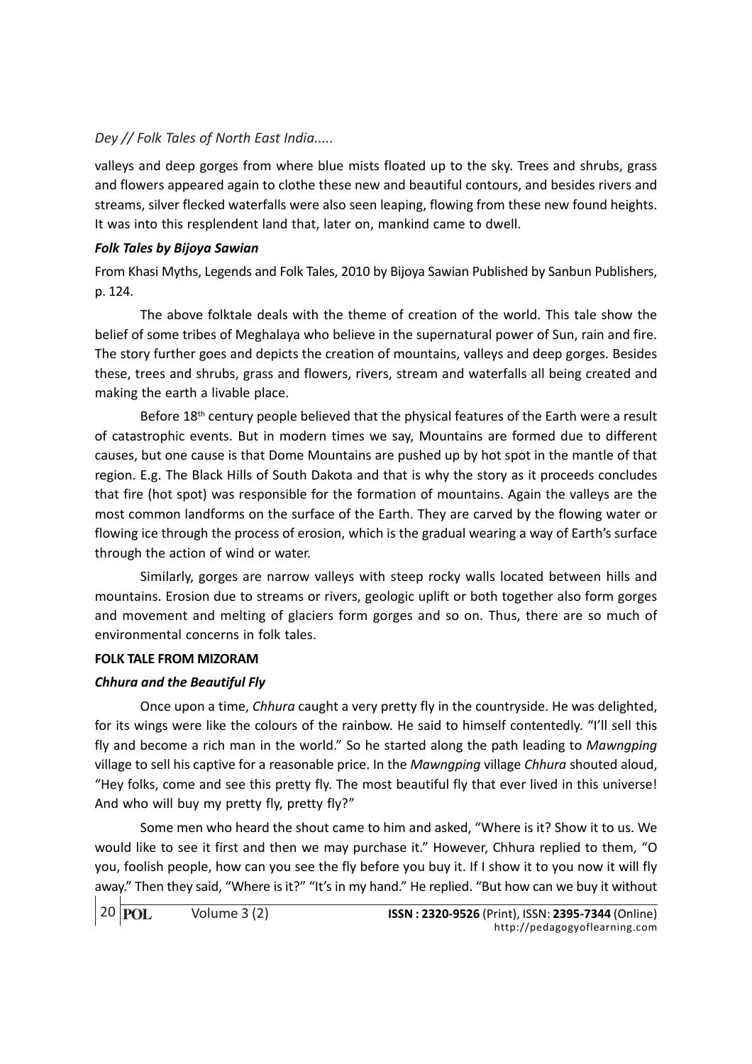valleys and deep gorges from where blue mists floated up to the sky. Trees and shrubs, grass and flowers appeared again to clothe these new and beautiful contours, and besides rivers and streams, silver flecked waterfalls were also seen leaping, flowing from these new found heights. It was into this resplendent land that, later on, mankind came to dwell.

***Folk Tales by Bijoya Sawian***

From Khasi Myths, Legends and Folk Tales, 2010 by Bijoya Sawian Published by Sanbun Publishers, p. 124.

The above folktale deals with the theme of creation of the world. This tale show the belief of some tribes of Meghalaya who believe in the supernatural power of Sun, rain and fire. The story further goes and depicts the creation of mountains, valleys and deep gorges. Besides these, trees and shrubs, grass and flowers, rivers, stream and waterfalls all being created and making the earth a livable place.

Before 18th century people believed that the physical features of the Earth were a result of catastrophic events. But in modern times we say, Mountains are formed due to different causes, but one cause is that Dome Mountains are pushed up by hot spot in the mantle of that region. E.g. The Black Hills of South Dakota and that is why the story as it proceeds concludes that fire (hot spot) was responsible for the formation of mountains. Again the valleys are the most common landforms on the surface of the Earth. They are carved by the flowing water or flowing ice through the process of erosion, which is the gradual wearing a way of Earth's surface through the action of wind or water.

Similarly, gorges are narrow valleys with steep rocky walls located between hills and mountains. Erosion due to streams or rivers, geologic uplift or both together also form gorges and movement and melting of glaciers form gorges and so on. Thus, there are so much of environmental concerns in folk tales.

**FOLK TALE FROM MIZORAM**

***Chhura and the Beautiful Fly***

Once upon a time, *Chhura* caught a very pretty fly in the countryside. He was delighted, for its wings were like the colours of the rainbow. He said to himself contentedly. "I'll sell this fly and become a rich man in the world." So he started along the path leading to *Mawngping* village to sell his captive for a reasonable price. In the *Mawngping* village *Chhura* shouted aloud, "Hey folks, come and see this pretty fly. The most beautiful fly that ever lived in this universe! And who will buy my pretty fly, pretty fly?"

Some men who heard the shout came to him and asked, "Where is it? Show it to us. We would like to see it first and then we may purchase it." However, Chhura replied to them, "O you, foolish people, how can you see the fly before you buy it. If I show it to you now it will fly away." Then they said, "Where is it?" "It's in my hand." He replied. "But how can we buy it without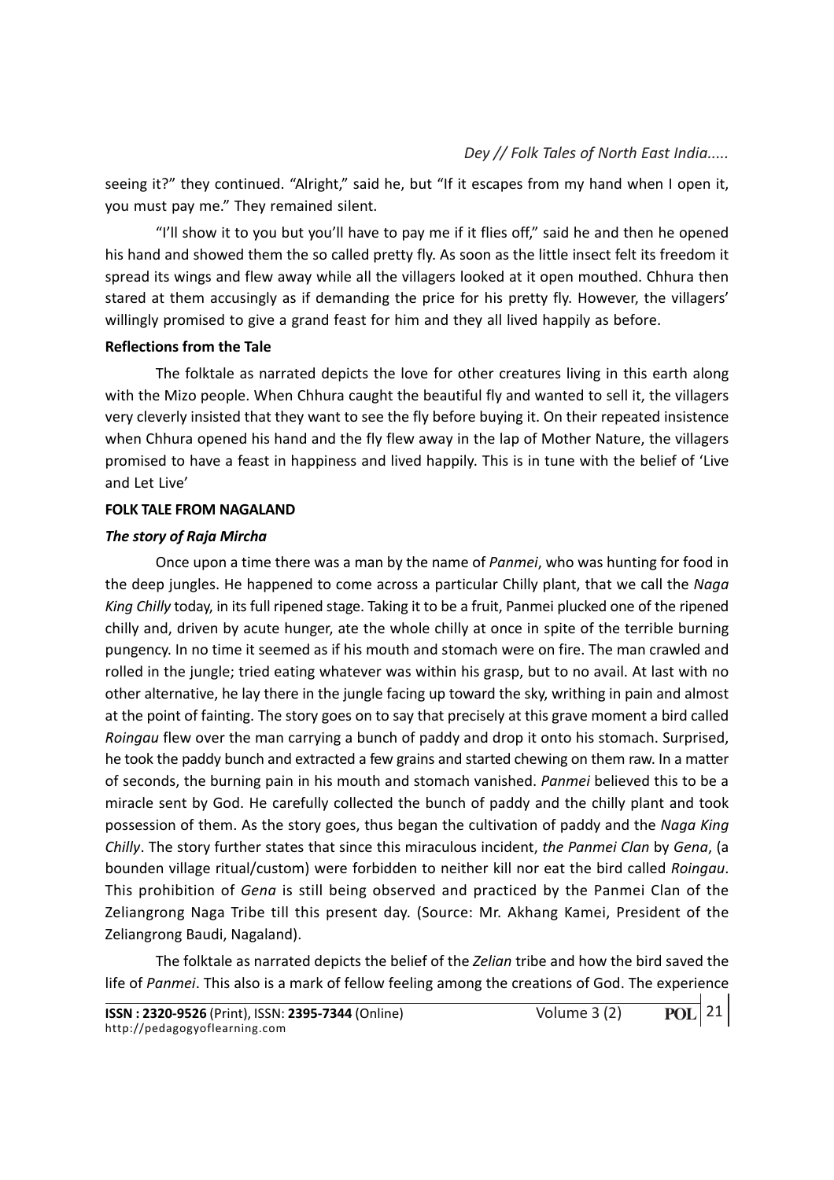seeing it?" they continued. "Alright," said he, but "If it escapes from my hand when I open it, you must pay me." They remained silent.

"I'll show it to you but you'll have to pay me if it flies off," said he and then he opened his hand and showed them the so called pretty fly. As soon as the little insect felt its freedom it spread its wings and flew away while all the villagers looked at it open mouthed. Chhura then stared at them accusingly as if demanding the price for his pretty fly. However, the villagers' willingly promised to give a grand feast for him and they all lived happily as before.

**Reflections from the Tale**

The folktale as narrated depicts the love for other creatures living in this earth along with the Mizo people. When Chhura caught the beautiful fly and wanted to sell it, the villagers very cleverly insisted that they want to see the fly before buying it. On their repeated insistence when Chhura opened his hand and the fly flew away in the lap of Mother Nature, the villagers promised to have a feast in happiness and lived happily. This is in tune with the belief of 'Live and Let Live'

**FOLK TALE FROM NAGALAND**

***The story of Raja Mircha***

Once upon a time there was a man by the name of *Panmei*, who was hunting for food in the deep jungles. He happened to come across a particular Chilly plant, that we call the *Naga King Chilly* today, in its full ripened stage. Taking it to be a fruit, Panmei plucked one of the ripened chilly and, driven by acute hunger, ate the whole chilly at once in spite of the terrible burning pungency. In no time it seemed as if his mouth and stomach were on fire. The man crawled and rolled in the jungle; tried eating whatever was within his grasp, but to no avail. At last with no other alternative, he lay there in the jungle facing up toward the sky, writhing in pain and almost at the point of fainting. The story goes on to say that precisely at this grave moment a bird called *Roingau* flew over the man carrying a bunch of paddy and drop it onto his stomach. Surprised, he took the paddy bunch and extracted a few grains and started chewing on them raw. In a matter of seconds, the burning pain in his mouth and stomach vanished. *Panmei* believed this to be a miracle sent by God. He carefully collected the bunch of paddy and the chilly plant and took possession of them. As the story goes, thus began the cultivation of paddy and the *Naga King Chilly*. The story further states that since this miraculous incident, *the Panmei Clan* by *Gena*, (a bounden village ritual/custom) were forbidden to neither kill nor eat the bird called *Roingau*. This prohibition of *Gena* is still being observed and practiced by the Panmei Clan of the Zeliangrong Naga Tribe till this present day. (Source: Mr. Akhang Kamei, President of the Zeliangrong Baudi, Nagaland).

The folktale as narrated depicts the belief of the *Zelian* tribe and how the bird saved the life of *Panmei*. This also is a mark of fellow feeling among the creations of God. The experience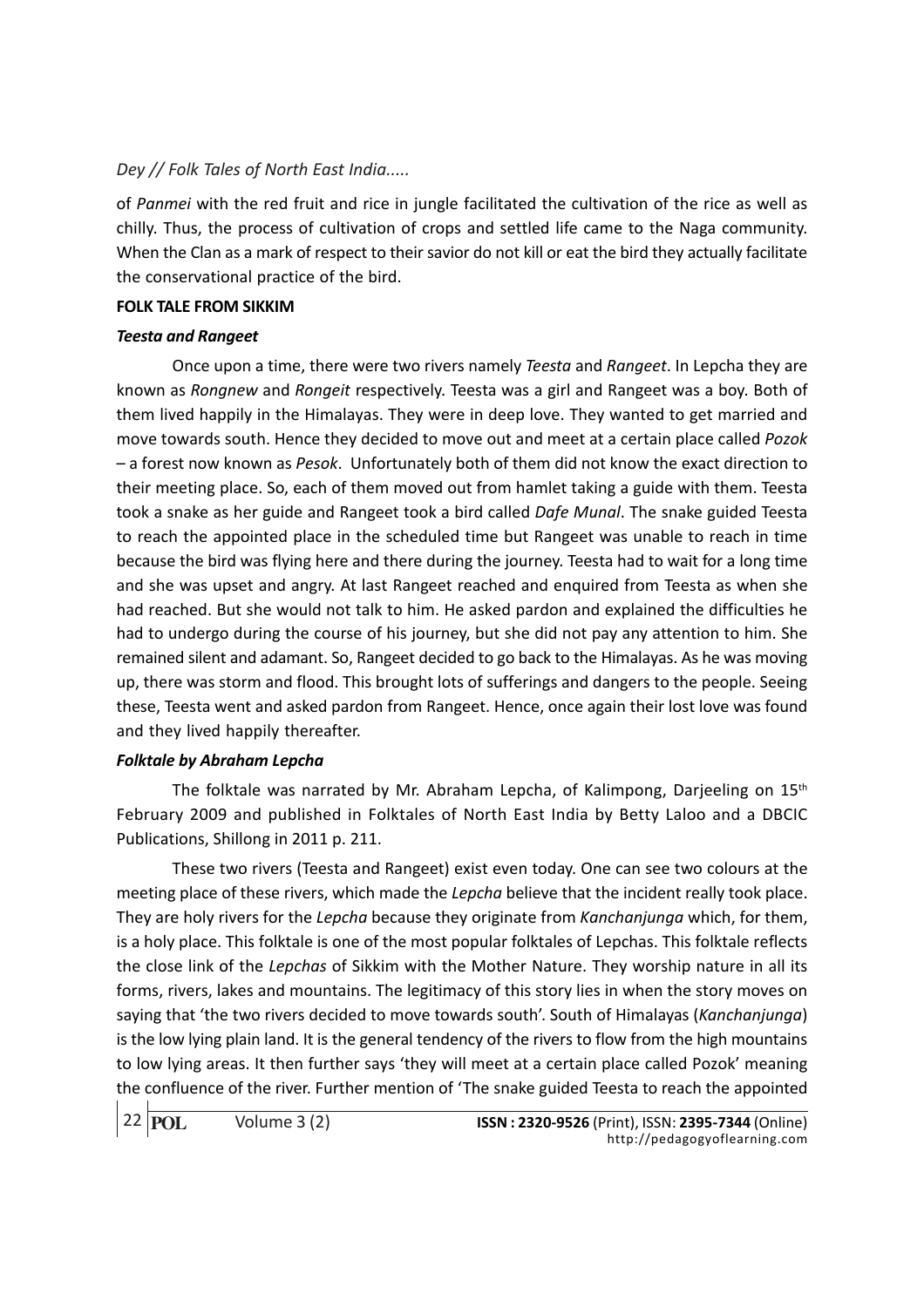of *Panmei* with the red fruit and rice in jungle facilitated the cultivation of the rice as well as chilly. Thus, the process of cultivation of crops and settled life came to the Naga community. When the Clan as a mark of respect to their savior do not kill or eat the bird they actually facilitate the conservational practice of the bird.

**FOLK TALE FROM SIKKIM**

***Teesta and Rangeet***

Once upon a time, there were two rivers namely *Teesta* and *Rangeet*. In Lepcha they are known as *Rongnew* and *Rongeit* respectively. Teesta was a girl and Rangeet was a boy. Both of them lived happily in the Himalayas. They were in deep love. They wanted to get married and move towards south. Hence they decided to move out and meet at a certain place called *Pozok* – a forest now known as *Pesok*. Unfortunately both of them did not know the exact direction to their meeting place. So, each of them moved out from hamlet taking a guide with them. Teesta took a snake as her guide and Rangeet took a bird called *Dafe Munal*. The snake guided Teesta to reach the appointed place in the scheduled time but Rangeet was unable to reach in time because the bird was flying here and there during the journey. Teesta had to wait for a long time and she was upset and angry. At last Rangeet reached and enquired from Teesta as when she had reached. But she would not talk to him. He asked pardon and explained the difficulties he had to undergo during the course of his journey, but she did not pay any attention to him. She remained silent and adamant. So, Rangeet decided to go back to the Himalayas. As he was moving up, there was storm and flood. This brought lots of sufferings and dangers to the people. Seeing these, Teesta went and asked pardon from Rangeet. Hence, once again their lost love was found and they lived happily thereafter.

***Folktale by Abraham Lepcha***

The folktale was narrated by Mr. Abraham Lepcha, of Kalimpong, Darjeeling on 15th February 2009 and published in Folktales of North East India by Betty Laloo and a DBCIC Publications, Shillong in 2011 p. 211.

These two rivers (Teesta and Rangeet) exist even today. One can see two colours at the meeting place of these rivers, which made the *Lepcha* believe that the incident really took place. They are holy rivers for the *Lepcha* because they originate from *Kanchanjunga* which, for them, is a holy place. This folktale is one of the most popular folktales of Lepchas. This folktale reflects the close link of the *Lepchas* of Sikkim with the Mother Nature. They worship nature in all its forms, rivers, lakes and mountains. The legitimacy of this story lies in when the story moves on saying that 'the two rivers decided to move towards south'. South of Himalayas (*Kanchanjunga*) is the low lying plain land. It is the general tendency of the rivers to flow from the high mountains to low lying areas. It then further says 'they will meet at a certain place called Pozok' meaning the confluence of the river. Further mention of 'The snake guided Teesta to reach the appointed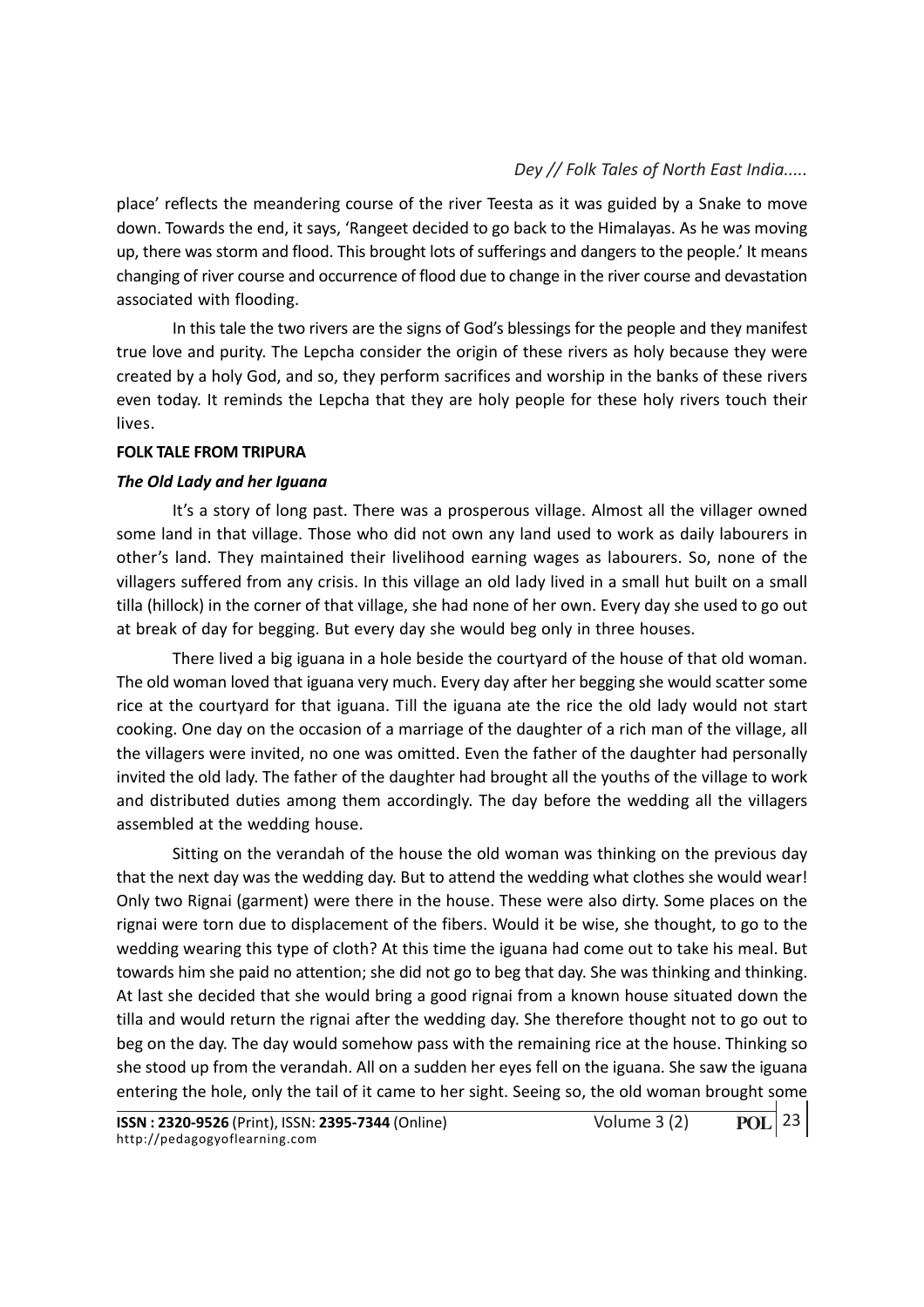place' reflects the meandering course of the river Teesta as it was guided by a Snake to move down. Towards the end, it says, 'Rangeet decided to go back to the Himalayas. As he was moving up, there was storm and flood. This brought lots of sufferings and dangers to the people.' It means changing of river course and occurrence of flood due to change in the river course and devastation associated with flooding.

In this tale the two rivers are the signs of God's blessings for the people and they manifest true love and purity. The Lepcha consider the origin of these rivers as holy because they were created by a holy God, and so, they perform sacrifices and worship in the banks of these rivers even today. It reminds the Lepcha that they are holy people for these holy rivers touch their lives.

**FOLK TALE FROM TRIPURA**

***The Old Lady and her Iguana***

It's a story of long past. There was a prosperous village. Almost all the villager owned some land in that village. Those who did not own any land used to work as daily labourers in other's land. They maintained their livelihood earning wages as labourers. So, none of the villagers suffered from any crisis. In this village an old lady lived in a small hut built on a small tilla (hillock) in the corner of that village, she had none of her own. Every day she used to go out at break of day for begging. But every day she would beg only in three houses.

There lived a big iguana in a hole beside the courtyard of the house of that old woman. The old woman loved that iguana very much. Every day after her begging she would scatter some rice at the courtyard for that iguana. Till the iguana ate the rice the old lady would not start cooking. One day on the occasion of a marriage of the daughter of a rich man of the village, all the villagers were invited, no one was omitted. Even the father of the daughter had personally invited the old lady. The father of the daughter had brought all the youths of the village to work and distributed duties among them accordingly. The day before the wedding all the villagers assembled at the wedding house.

Sitting on the verandah of the house the old woman was thinking on the previous day that the next day was the wedding day. But to attend the wedding what clothes she would wear! Only two Rignai (garment) were there in the house. These were also dirty. Some places on the rignai were torn due to displacement of the fibers. Would it be wise, she thought, to go to the wedding wearing this type of cloth? At this time the iguana had come out to take his meal. But towards him she paid no attention; she did not go to beg that day. She was thinking and thinking. At last she decided that she would bring a good rignai from a known house situated down the tilla and would return the rignai after the wedding day. She therefore thought not to go out to beg on the day. The day would somehow pass with the remaining rice at the house. Thinking so she stood up from the verandah. All on a sudden her eyes fell on the iguana. She saw the iguana entering the hole, only the tail of it came to her sight. Seeing so, the old woman brought some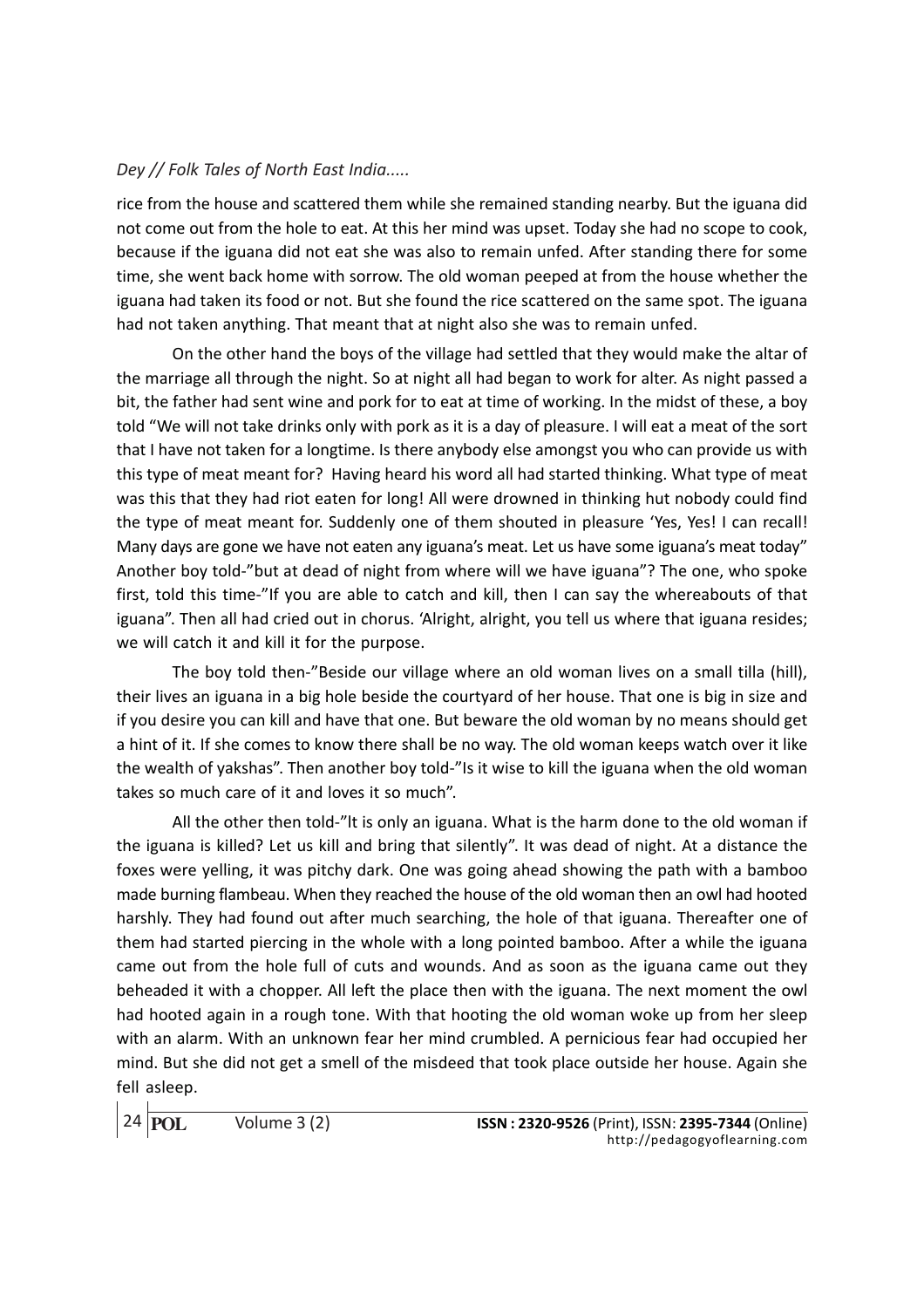rice from the house and scattered them while she remained standing nearby. But the iguana did not come out from the hole to eat. At this her mind was upset. Today she had no scope to cook, because if the iguana did not eat she was also to remain unfed. After standing there for some time, she went back home with sorrow. The old woman peeped at from the house whether the iguana had taken its food or not. But she found the rice scattered on the same spot. The iguana had not taken anything. That meant that at night also she was to remain unfed.

On the other hand the boys of the village had settled that they would make the altar of the marriage all through the night. So at night all had began to work for alter. As night passed a bit, the father had sent wine and pork for to eat at time of working. In the midst of these, a boy told "We will not take drinks only with pork as it is a day of pleasure. I will eat a meat of the sort that I have not taken for a longtime. Is there anybody else amongst you who can provide us with this type of meat meant for? Having heard his word all had started thinking. What type of meat was this that they had riot eaten for long! All were drowned in thinking hut nobody could find the type of meat meant for. Suddenly one of them shouted in pleasure 'Yes, Yes! I can recall! Many days are gone we have not eaten any iguana's meat. Let us have some iguana's meat today" Another boy told-"but at dead of night from where will we have iguana"? The one, who spoke first, told this time-"If you are able to catch and kill, then I can say the whereabouts of that iguana". Then all had cried out in chorus. 'Alright, alright, you tell us where that iguana resides; we will catch it and kill it for the purpose.

The boy told then-"Beside our village where an old woman lives on a small tilla (hill), their lives an iguana in a big hole beside the courtyard of her house. That one is big in size and if you desire you can kill and have that one. But beware the old woman by no means should get a hint of it. If she comes to know there shall be no way. The old woman keeps watch over it like the wealth of yakshas". Then another boy told-"Is it wise to kill the iguana when the old woman takes so much care of it and loves it so much".

All the other then told-"It is only an iguana. What is the harm done to the old woman if the iguana is killed? Let us kill and bring that silently". It was dead of night. At a distance the foxes were yelling, it was pitchy dark. One was going ahead showing the path with a bamboo made burning flambeau. When they reached the house of the old woman then an owl had hooted harshly. They had found out after much searching, the hole of that iguana. Thereafter one of them had started piercing in the whole with a long pointed bamboo. After a while the iguana came out from the hole full of cuts and wounds. And as soon as the iguana came out they beheaded it with a chopper. All left the place then with the iguana. The next moment the owl had hooted again in a rough tone. With that hooting the old woman woke up from her sleep with an alarm. With an unknown fear her mind crumbled. A pernicious fear had occupied her mind. But she did not get a smell of the misdeed that took place outside her house. Again she fell asleep.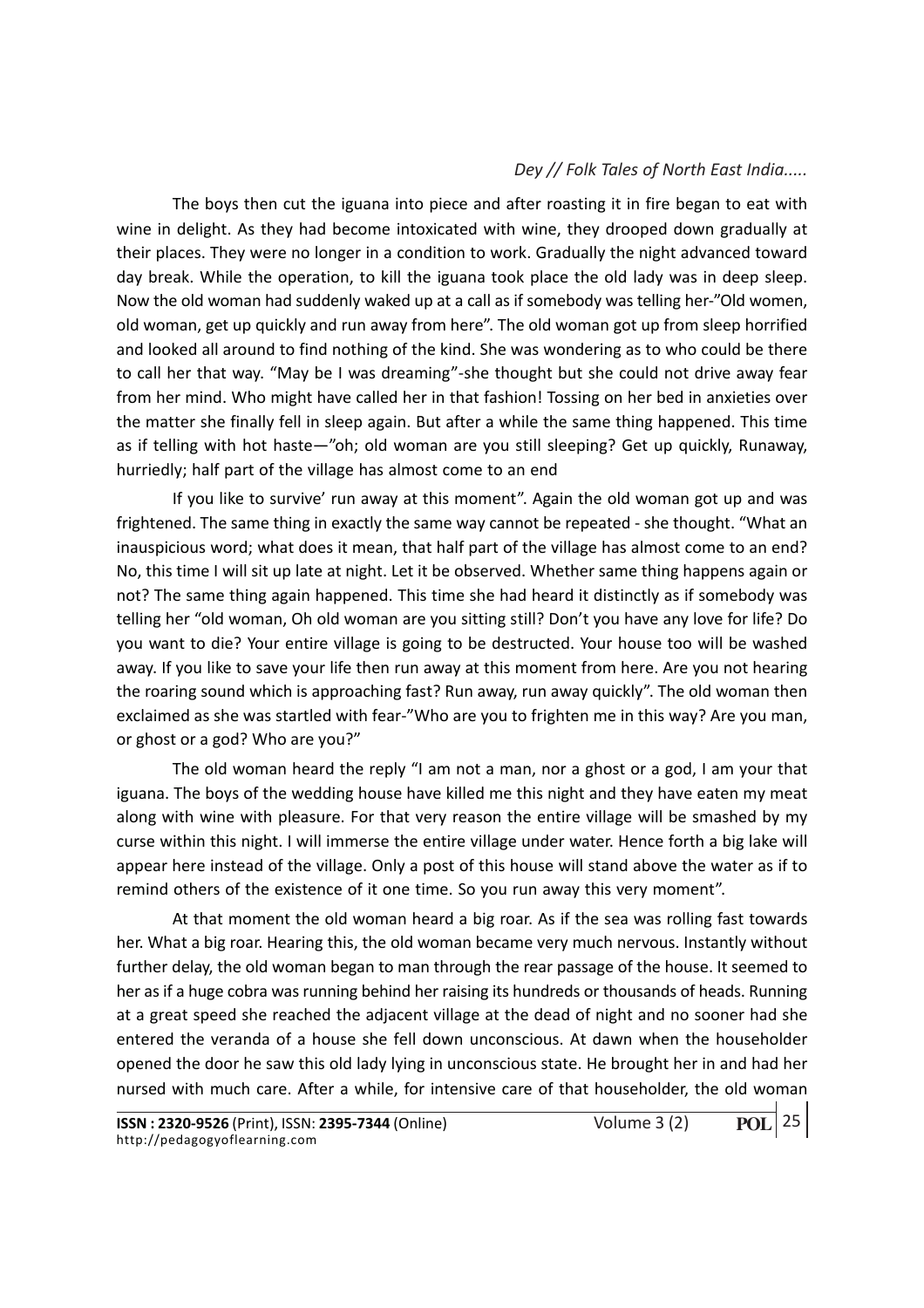The boys then cut the iguana into piece and after roasting it in fire began to eat with wine in delight. As they had become intoxicated with wine, they drooped down gradually at their places. They were no longer in a condition to work. Gradually the night advanced toward day break. While the operation, to kill the iguana took place the old lady was in deep sleep. Now the old woman had suddenly waked up at a call as if somebody was telling her-"Old women, old woman, get up quickly and run away from here". The old woman got up from sleep horrified and looked all around to find nothing of the kind. She was wondering as to who could be there to call her that way. "May be I was dreaming"-she thought but she could not drive away fear from her mind. Who might have called her in that fashion! Tossing on her bed in anxieties over the matter she finally fell in sleep again. But after a while the same thing happened. This time as if telling with hot haste—"oh; old woman are you still sleeping? Get up quickly, Runaway, hurriedly; half part of the village has almost come to an end

If you like to survive' run away at this moment". Again the old woman got up and was frightened. The same thing in exactly the same way cannot be repeated - she thought. "What an inauspicious word; what does it mean, that half part of the village has almost come to an end? No, this time I will sit up late at night. Let it be observed. Whether same thing happens again or not? The same thing again happened. This time she had heard it distinctly as if somebody was telling her "old woman, Oh old woman are you sitting still? Don't you have any love for life? Do you want to die? Your entire village is going to be destructed. Your house too will be washed away. If you like to save your life then run away at this moment from here. Are you not hearing the roaring sound which is approaching fast? Run away, run away quickly". The old woman then exclaimed as she was startled with fear-"Who are you to frighten me in this way? Are you man, or ghost or a god? Who are you?"

The old woman heard the reply "I am not a man, nor a ghost or a god, I am your that iguana. The boys of the wedding house have killed me this night and they have eaten my meat along with wine with pleasure. For that very reason the entire village will be smashed by my curse within this night. I will immerse the entire village under water. Hence forth a big lake will appear here instead of the village. Only a post of this house will stand above the water as if to remind others of the existence of it one time. So you run away this very moment".

At that moment the old woman heard a big roar. As if the sea was rolling fast towards her. What a big roar. Hearing this, the old woman became very much nervous. Instantly without further delay, the old woman began to man through the rear passage of the house. It seemed to her as if a huge cobra was running behind her raising its hundreds or thousands of heads. Running at a great speed she reached the adjacent village at the dead of night and no sooner had she entered the veranda of a house she fell down unconscious. At dawn when the householder opened the door he saw this old lady lying in unconscious state. He brought her in and had her nursed with much care. After a while, for intensive care of that householder, the old woman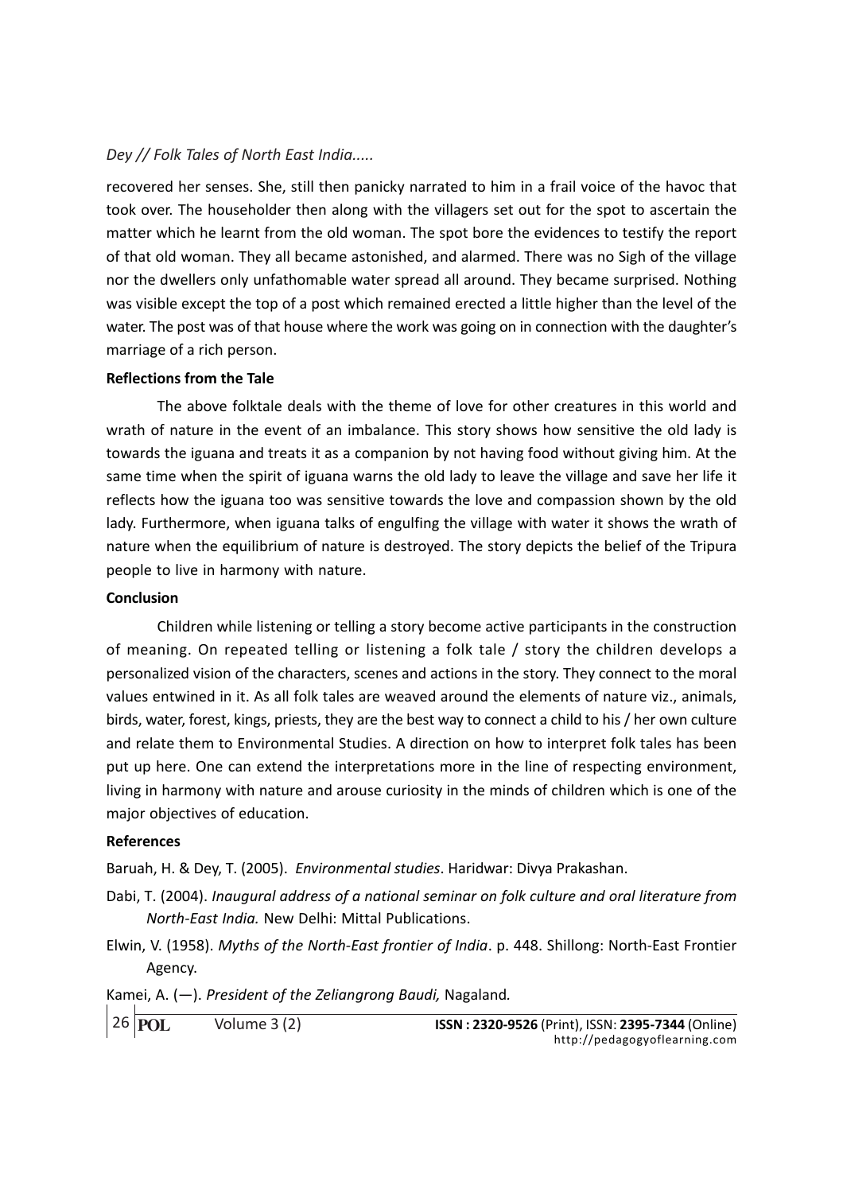recovered her senses. She, still then panicky narrated to him in a frail voice of the havoc that took over. The householder then along with the villagers set out for the spot to ascertain the matter which he learnt from the old woman. The spot bore the evidences to testify the report of that old woman. They all became astonished, and alarmed. There was no Sigh of the village nor the dwellers only unfathomable water spread all around. They became surprised. Nothing was visible except the top of a post which remained erected a little higher than the level of the water. The post was of that house where the work was going on in connection with the daughter's marriage of a rich person.

**Reflections from the Tale**

The above folktale deals with the theme of love for other creatures in this world and wrath of nature in the event of an imbalance. This story shows how sensitive the old lady is towards the iguana and treats it as a companion by not having food without giving him. At the same time when the spirit of iguana warns the old lady to leave the village and save her life it reflects how the iguana too was sensitive towards the love and compassion shown by the old lady. Furthermore, when iguana talks of engulfing the village with water it shows the wrath of nature when the equilibrium of nature is destroyed. The story depicts the belief of the Tripura people to live in harmony with nature.

**Conclusion**

Children while listening or telling a story become active participants in the construction of meaning. On repeated telling or listening a folk tale / story the children develops a personalized vision of the characters, scenes and actions in the story. They connect to the moral values entwined in it. As all folk tales are weaved around the elements of nature viz., animals, birds, water, forest, kings, priests, they are the best way to connect a child to his / her own culture and relate them to Environmental Studies. A direction on how to interpret folk tales has been put up here. One can extend the interpretations more in the line of respecting environment, living in harmony with nature and arouse curiosity in the minds of children which is one of the major objectives of education.

**References**

Baruah, H. & Dey, T. (2005). *Environmental studies*. Haridwar: Divya Prakashan.

Dabi, T. (2004). *Inaugural address of a national seminar on folk culture and oral literature from North-East India.* New Delhi: Mittal Publications.

Elwin, V. (1958). *Myths of the North-East frontier of India*. p. 448. Shillong: North-East Frontier Agency.

Kamei, A. (—). *President of the Zeliangrong Baudi,* Nagaland*.*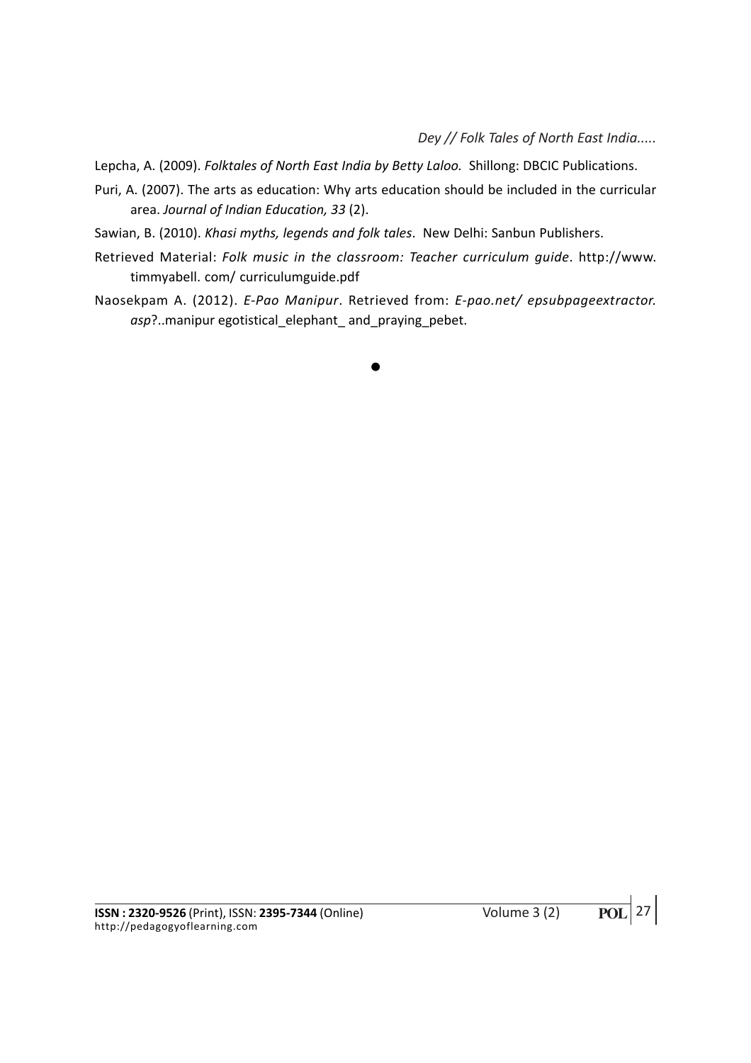Lepcha, A. (2009). *Folktales of North East India by Betty Laloo.* Shillong: DBCIC Publications.

Puri, A. (2007). The arts as education: Why arts education should be included in the curricular area. *Journal of Indian Education, 33* (2).

Sawian, B. (2010). *Khasi myths, legends and folk tales*. New Delhi: Sanbun Publishers.

Retrieved Material: *Folk music in the classroom: Teacher curriculum guide*. http://www. timmyabell. com/ curriculumguide.pdf

Naosekpam A. (2012). *E-Pao Manipur*. Retrieved from: *E-pao.net/ epsubpageextractor. asp*?..manipur egotistical_elephant_ and_praying_pebet.

•